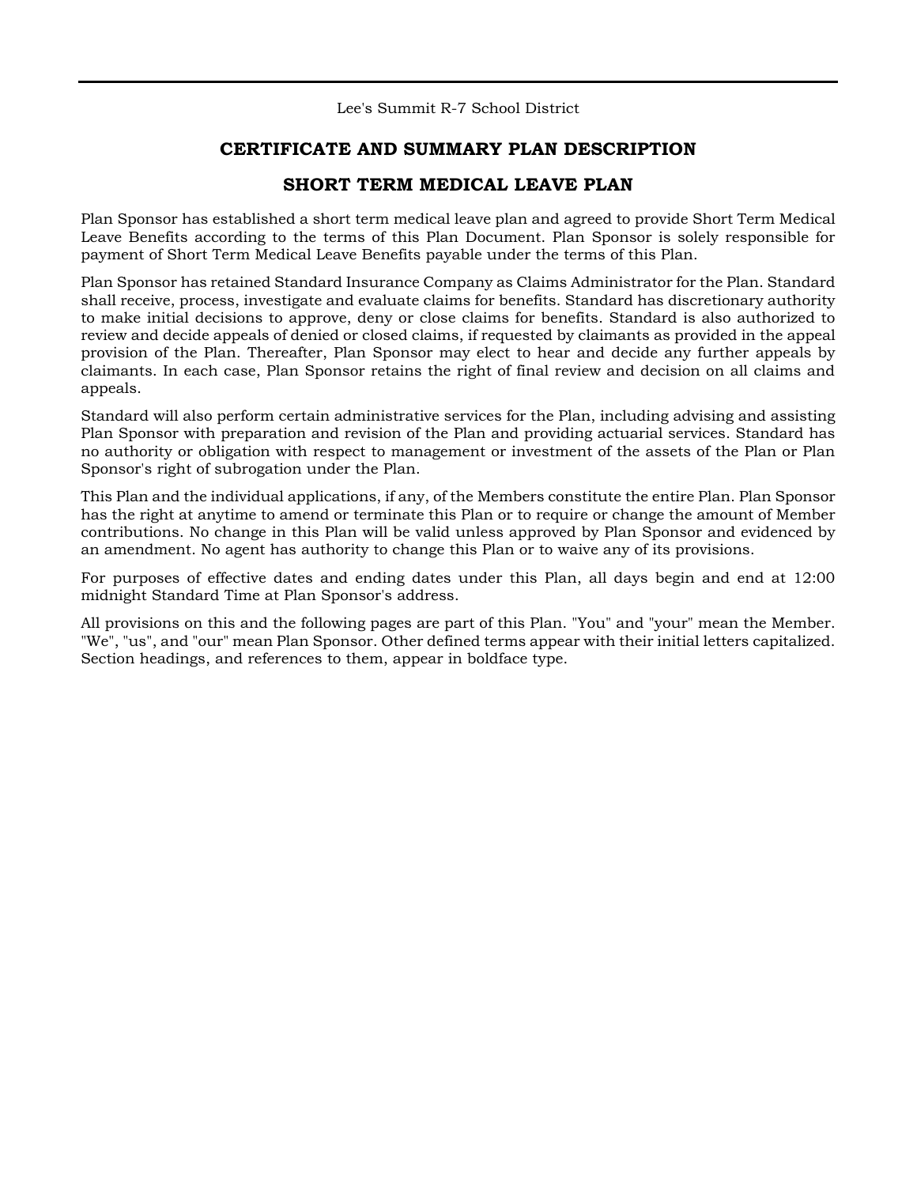Lee's Summit R-7 School District

# CERTIFICATE AND SUMMARY PLAN DESCRIPTION

# SHORT TERM MEDICAL LEAVE PLAN

Plan Sponsor has established a short term medical leave plan and agreed to provide Short Term Medical Leave Benefits according to the terms of this Plan Document. Plan Sponsor is solely responsible for payment of Short Term Medical Leave Benefits payable under the terms of this Plan.

Plan Sponsor has retained Standard Insurance Company as Claims Administrator for the Plan. Standard shall receive, process, investigate and evaluate claims for benefits. Standard has discretionary authority to make initial decisions to approve, deny or close claims for benefits. Standard is also authorized to review and decide appeals of denied or closed claims, if requested by claimants as provided in the appeal provision of the Plan. Thereafter, Plan Sponsor may elect to hear and decide any further appeals by claimants. In each case, Plan Sponsor retains the right of final review and decision on all claims and appeals.

Standard will also perform certain administrative services for the Plan, including advising and assisting Plan Sponsor with preparation and revision of the Plan and providing actuarial services. Standard has no authority or obligation with respect to management or investment of the assets of the Plan or Plan Sponsor's right of subrogation under the Plan.

This Plan and the individual applications, if any, of the Members constitute the entire Plan. Plan Sponsor has the right at anytime to amend or terminate this Plan or to require or change the amount of Member contributions. No change in this Plan will be valid unless approved by Plan Sponsor and evidenced by an amendment. No agent has authority to change this Plan or to waive any of its provisions.

For purposes of effective dates and ending dates under this Plan, all days begin and end at 12:00 midnight Standard Time at Plan Sponsor's address.

All provisions on this and the following pages are part of this Plan. "You" and "your" mean the Member. "We", "us", and "our" mean Plan Sponsor. Other defined terms appear with their initial letters capitalized. Section headings, and references to them, appear in boldface type.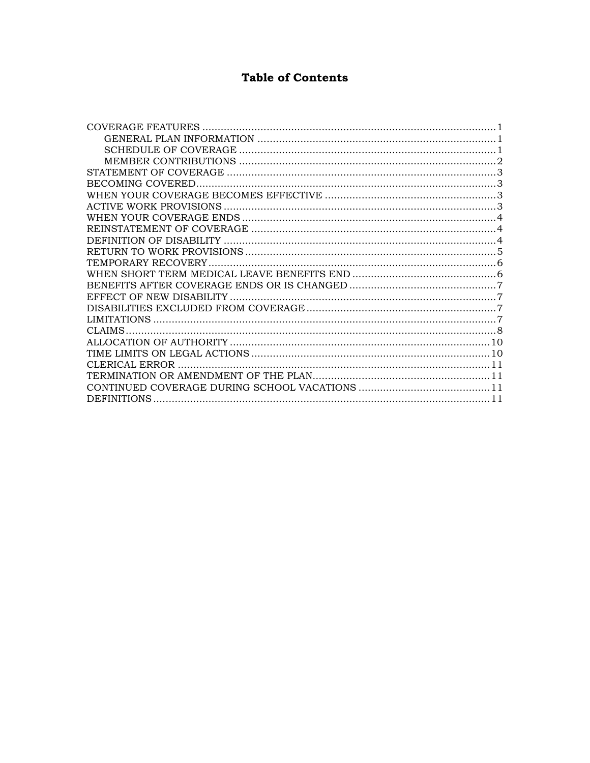# Table of Contents

- COVERAGE FEATURES ..... 1
  - GENERAL PLAN INFORMATION ..... 1
  - SCHEDULE OF COVERAGE ..... 1
  - MEMBER CONTRIBUTIONS ..... 2
- STATEMENT OF COVERAGE ..... 3
- BECOMING COVERED ..... 3
- WHEN YOUR COVERAGE BECOMES EFFECTIVE ..... 3
- ACTIVE WORK PROVISIONS ..... 3
- WHEN YOUR COVERAGE ENDS ..... 4
- REINSTATEMENT OF COVERAGE ..... 4
- DEFINITION OF DISABILITY ..... 4
- RETURN TO WORK PROVISIONS ..... 5
- TEMPORARY RECOVERY ..... 6
- WHEN SHORT TERM MEDICAL LEAVE BENEFITS END ..... 6
- BENEFITS AFTER COVERAGE ENDS OR IS CHANGED ..... 7
- EFFECT OF NEW DISABILITY ..... 7
- DISABILITIES EXCLUDED FROM COVERAGE ..... 7
- LIMITATIONS ..... 7
- CLAIMS ..... 8
- ALLOCATION OF AUTHORITY ..... 10
- TIME LIMITS ON LEGAL ACTIONS ..... 10
- CLERICAL ERROR ..... 11
- TERMINATION OR AMENDMENT OF THE PLAN ..... 11
- CONTINUED COVERAGE DURING SCHOOL VACATIONS ..... 11
- DEFINITIONS ..... 11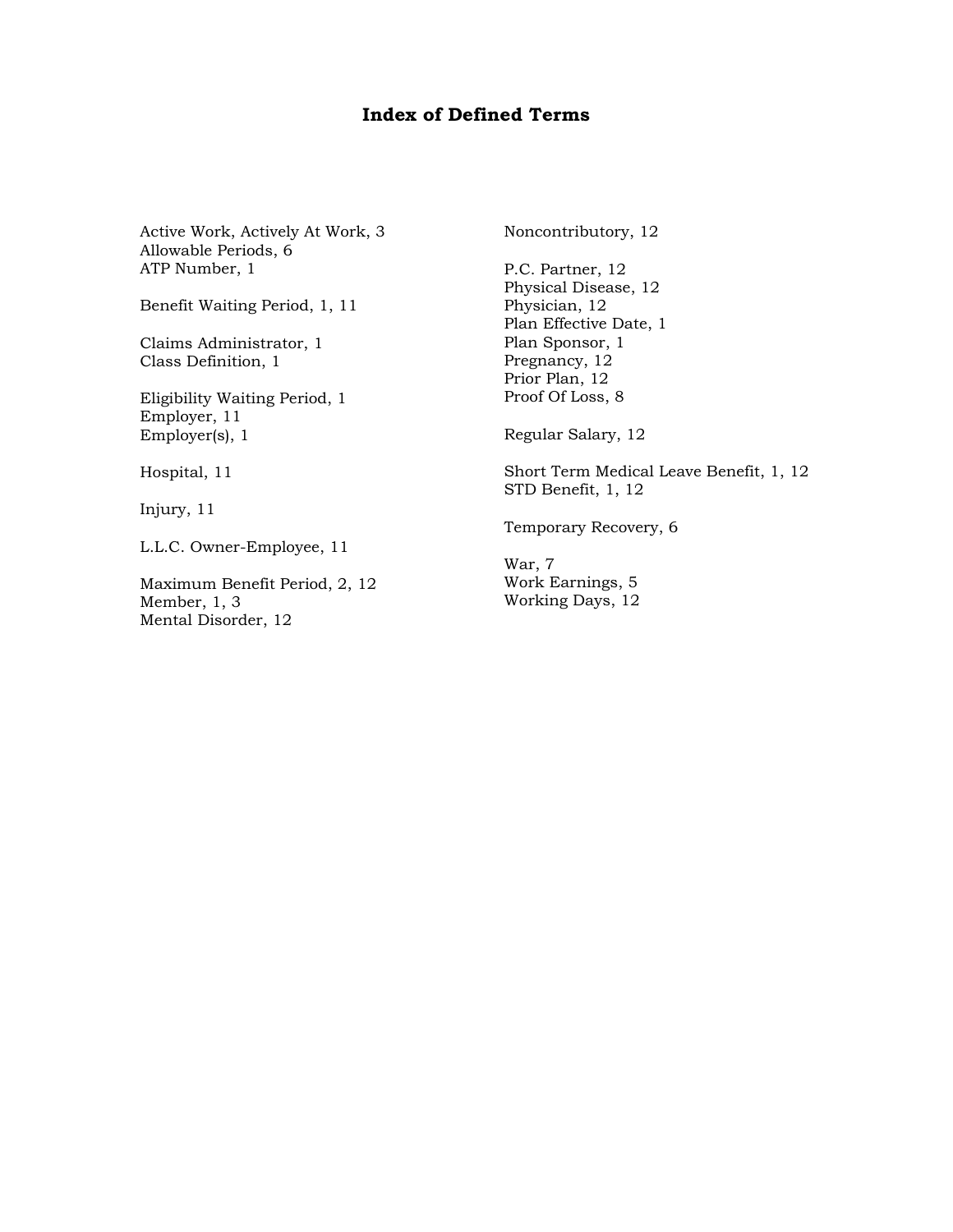# Index of Defined Terms

Active Work, Actively At Work, 3
Allowable Periods, 6
ATP Number, 1

Benefit Waiting Period, 1, 11

Claims Administrator, 1
Class Definition, 1

Eligibility Waiting Period, 1
Employer, 11
Employer(s), 1

Hospital, 11

Injury, 11

L.L.C. Owner-Employee, 11

Maximum Benefit Period, 2, 12
Member, 1, 3
Mental Disorder, 12

Noncontributory, 12

P.C. Partner, 12
Physical Disease, 12
Physician, 12
Plan Effective Date, 1
Plan Sponsor, 1
Pregnancy, 12
Prior Plan, 12
Proof Of Loss, 8

Regular Salary, 12

Short Term Medical Leave Benefit, 1, 12
STD Benefit, 1, 12

Temporary Recovery, 6

War, 7
Work Earnings, 5
Working Days, 12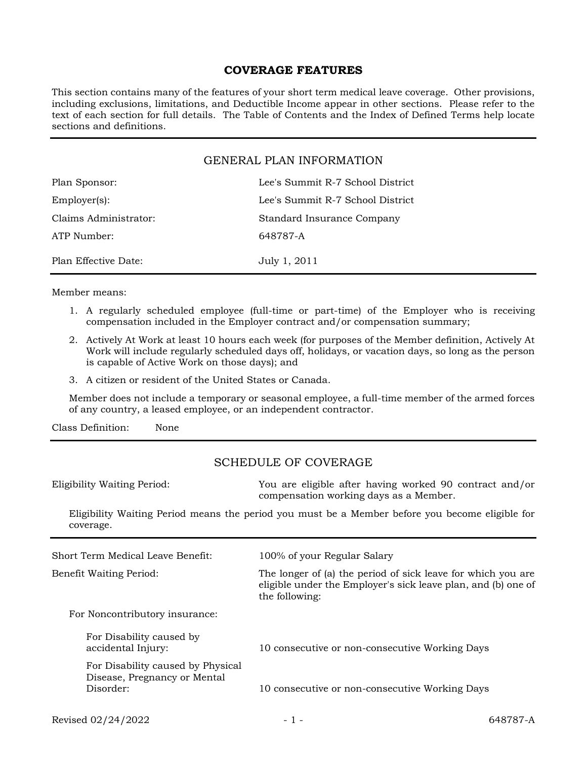# COVERAGE FEATURES

This section contains many of the features of your short term medical leave coverage. Other provisions, including exclusions, limitations, and Deductible Income appear in other sections. Please refer to the text of each section for full details. The Table of Contents and the Index of Defined Terms help locate sections and definitions.

## GENERAL PLAN INFORMATION

| | |
|---|---|
| Plan Sponsor: | Lee's Summit R-7 School District |
| Employer(s): | Lee's Summit R-7 School District |
| Claims Administrator: | Standard Insurance Company |
| ATP Number: | 648787-A |
| Plan Effective Date: | July 1, 2011 |

Member means:

1. A regularly scheduled employee (full-time or part-time) of the Employer who is receiving compensation included in the Employer contract and/or compensation summary;
2. Actively At Work at least 10 hours each week (for purposes of the Member definition, Actively At Work will include regularly scheduled days off, holidays, or vacation days, so long as the person is capable of Active Work on those days); and
3. A citizen or resident of the United States or Canada.

Member does not include a temporary or seasonal employee, a full-time member of the armed forces of any country, a leased employee, or an independent contractor.

Class Definition: None

## SCHEDULE OF COVERAGE

Eligibility Waiting Period: You are eligible after having worked 90 contract and/or compensation working days as a Member.

Eligibility Waiting Period means the period you must be a Member before you become eligible for coverage.

Short Term Medical Leave Benefit: 100% of your Regular Salary

Benefit Waiting Period: The longer of (a) the period of sick leave for which you are eligible under the Employer's sick leave plan, and (b) one of the following:

For Noncontributory insurance:

- For Disability caused by accidental Injury: 10 consecutive or non-consecutive Working Days
- For Disability caused by Physical Disease, Pregnancy or Mental Disorder: 10 consecutive or non-consecutive Working Days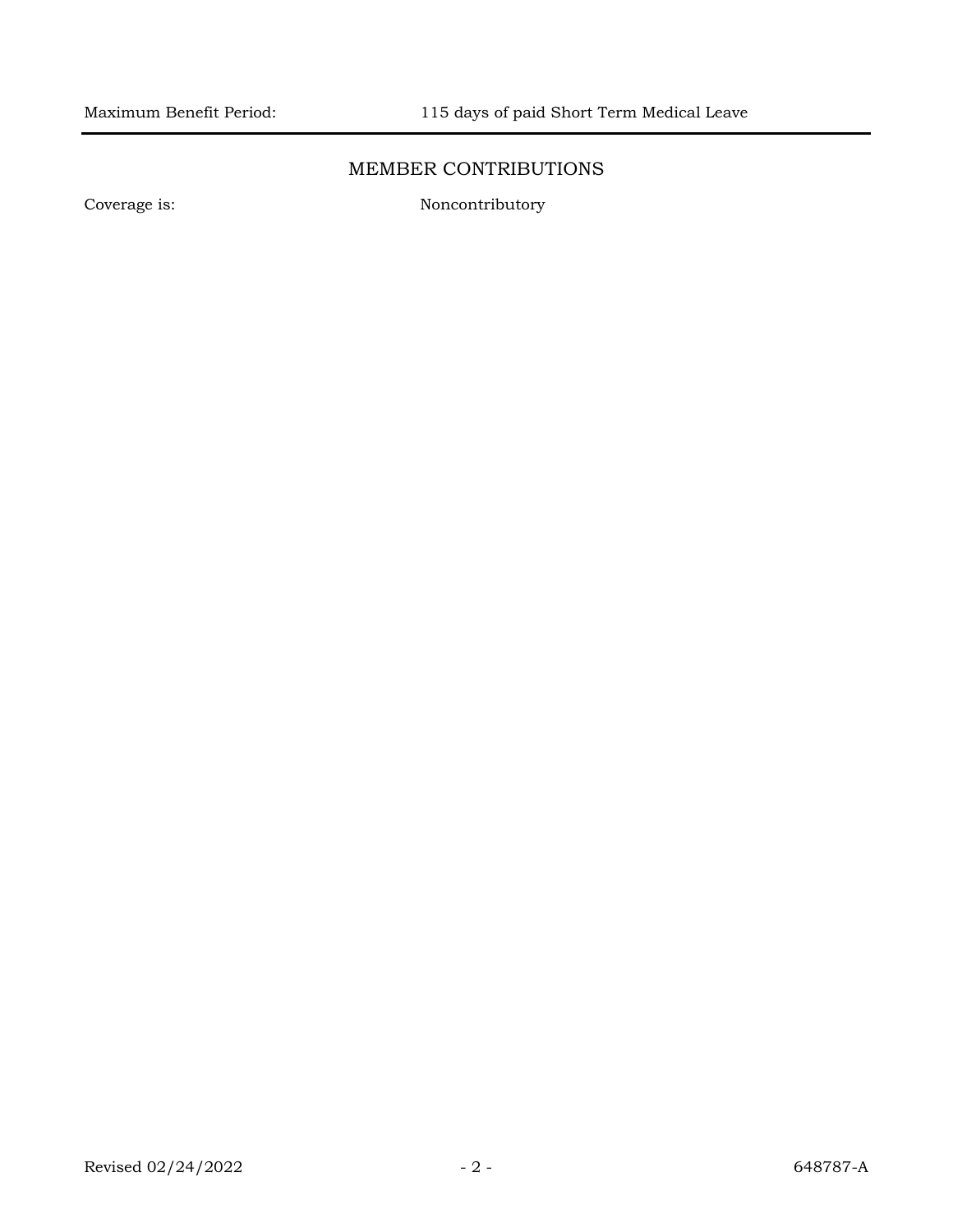Maximum Benefit Period: 115 days of paid Short Term Medical Leave

## MEMBER CONTRIBUTIONS

Coverage is: Noncontributory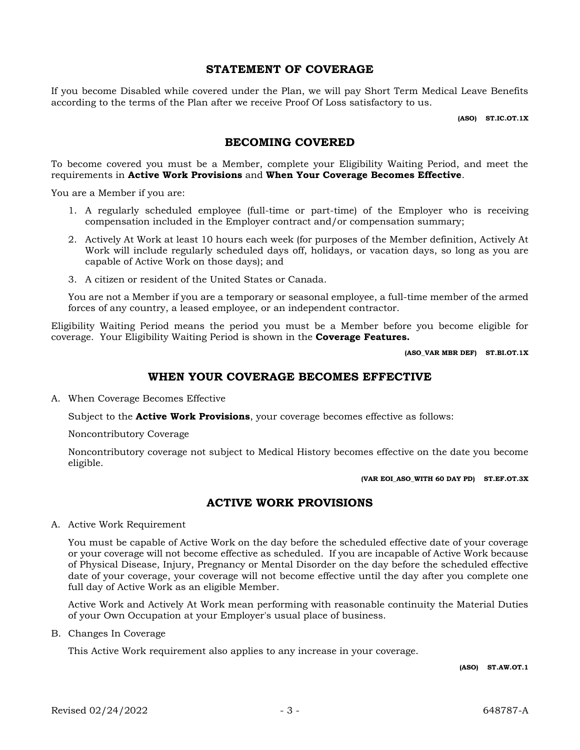## STATEMENT OF COVERAGE

If you become Disabled while covered under the Plan, we will pay Short Term Medical Leave Benefits according to the terms of the Plan after we receive Proof Of Loss satisfactory to us.

**(ASO) ST.IC.OT.1X**

## BECOMING COVERED

To become covered you must be a Member, complete your Eligibility Waiting Period, and meet the requirements in **Active Work Provisions** and **When Your Coverage Becomes Effective**.

You are a Member if you are:

1. A regularly scheduled employee (full-time or part-time) of the Employer who is receiving compensation included in the Employer contract and/or compensation summary;
2. Actively At Work at least 10 hours each week (for purposes of the Member definition, Actively At Work will include regularly scheduled days off, holidays, or vacation days, so long as you are capable of Active Work on those days); and
3. A citizen or resident of the United States or Canada.

You are not a Member if you are a temporary or seasonal employee, a full-time member of the armed forces of any country, a leased employee, or an independent contractor.

Eligibility Waiting Period means the period you must be a Member before you become eligible for coverage. Your Eligibility Waiting Period is shown in the **Coverage Features.**

**(ASO_VAR MBR DEF) ST.BI.OT.1X**

## WHEN YOUR COVERAGE BECOMES EFFECTIVE

A. When Coverage Becomes Effective

Subject to the **Active Work Provisions**, your coverage becomes effective as follows:

Noncontributory Coverage

Noncontributory coverage not subject to Medical History becomes effective on the date you become eligible.

**(VAR EOI_ASO_WITH 60 DAY PD) ST.EF.OT.3X**

## ACTIVE WORK PROVISIONS

A. Active Work Requirement

You must be capable of Active Work on the day before the scheduled effective date of your coverage or your coverage will not become effective as scheduled. If you are incapable of Active Work because of Physical Disease, Injury, Pregnancy or Mental Disorder on the day before the scheduled effective date of your coverage, your coverage will not become effective until the day after you complete one full day of Active Work as an eligible Member.

Active Work and Actively At Work mean performing with reasonable continuity the Material Duties of your Own Occupation at your Employer's usual place of business.

B. Changes In Coverage

This Active Work requirement also applies to any increase in your coverage.

**(ASO) ST.AW.OT.1**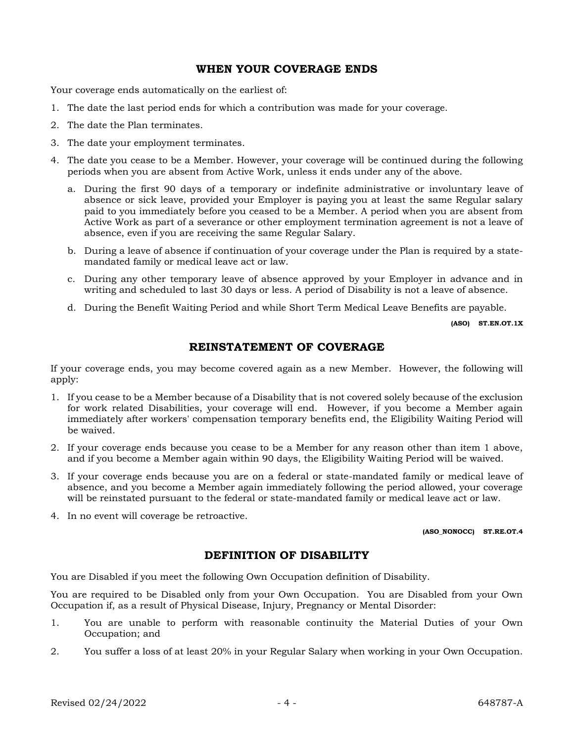## WHEN YOUR COVERAGE ENDS

Your coverage ends automatically on the earliest of:

1. The date the last period ends for which a contribution was made for your coverage.
2. The date the Plan terminates.
3. The date your employment terminates.
4. The date you cease to be a Member. However, your coverage will be continued during the following periods when you are absent from Active Work, unless it ends under any of the above.
   a. During the first 90 days of a temporary or indefinite administrative or involuntary leave of absence or sick leave, provided your Employer is paying you at least the same Regular salary paid to you immediately before you ceased to be a Member. A period when you are absent from Active Work as part of a severance or other employment termination agreement is not a leave of absence, even if you are receiving the same Regular Salary.
   b. During a leave of absence if continuation of your coverage under the Plan is required by a state-mandated family or medical leave act or law.
   c. During any other temporary leave of absence approved by your Employer in advance and in writing and scheduled to last 30 days or less. A period of Disability is not a leave of absence.
   d. During the Benefit Waiting Period and while Short Term Medical Leave Benefits are payable.

**(ASO) ST.EN.OT.1X**

## REINSTATEMENT OF COVERAGE

If your coverage ends, you may become covered again as a new Member. However, the following will apply:

1. If you cease to be a Member because of a Disability that is not covered solely because of the exclusion for work related Disabilities, your coverage will end. However, if you become a Member again immediately after workers' compensation temporary benefits end, the Eligibility Waiting Period will be waived.
2. If your coverage ends because you cease to be a Member for any reason other than item 1 above, and if you become a Member again within 90 days, the Eligibility Waiting Period will be waived.
3. If your coverage ends because you are on a federal or state-mandated family or medical leave of absence, and you become a Member again immediately following the period allowed, your coverage will be reinstated pursuant to the federal or state-mandated family or medical leave act or law.
4. In no event will coverage be retroactive.

**(ASO_NONOCC) ST.RE.OT.4**

## DEFINITION OF DISABILITY

You are Disabled if you meet the following Own Occupation definition of Disability.

You are required to be Disabled only from your Own Occupation. You are Disabled from your Own Occupation if, as a result of Physical Disease, Injury, Pregnancy or Mental Disorder:

1. You are unable to perform with reasonable continuity the Material Duties of your Own Occupation; and
2. You suffer a loss of at least 20% in your Regular Salary when working in your Own Occupation.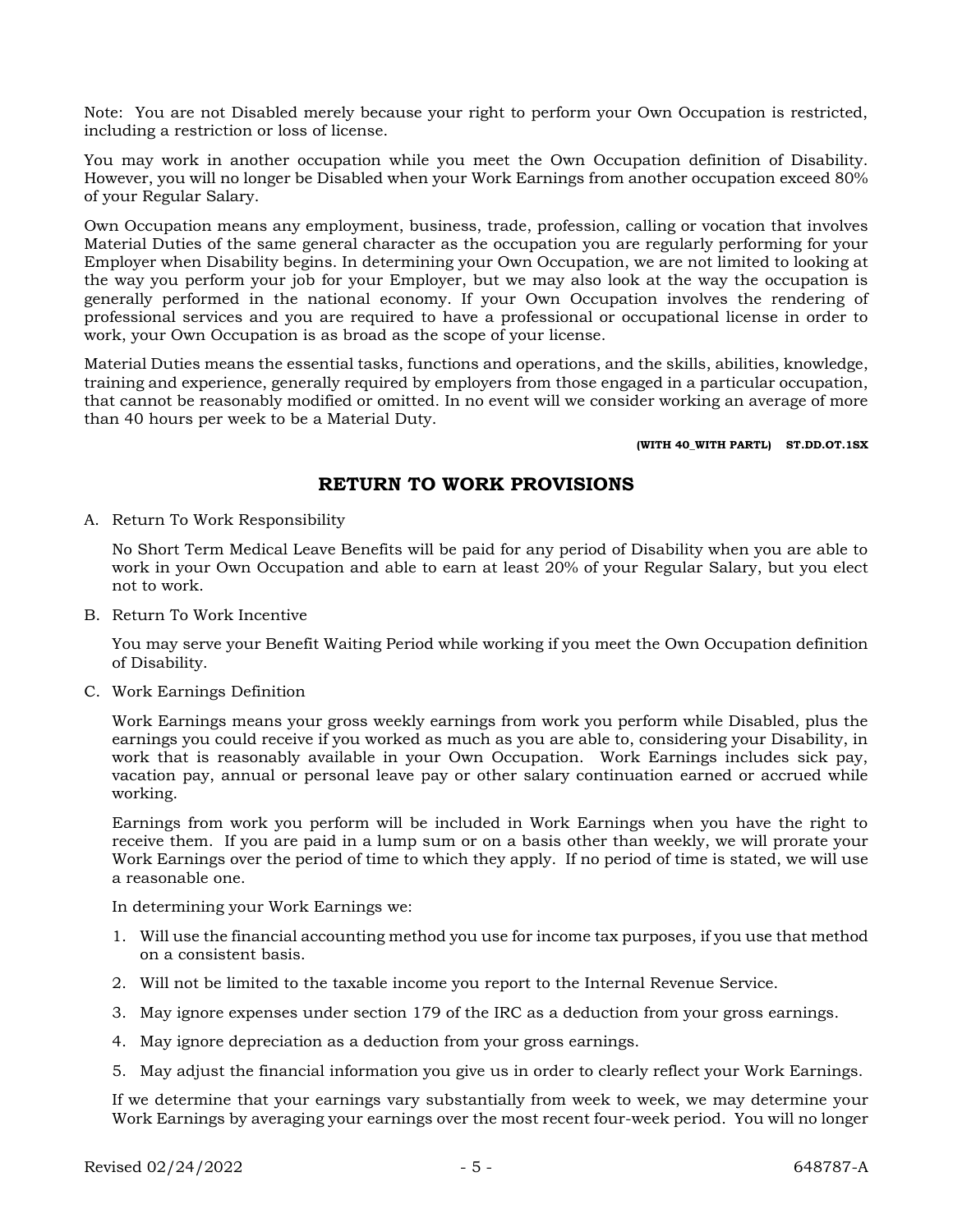Note: You are not Disabled merely because your right to perform your Own Occupation is restricted, including a restriction or loss of license.

You may work in another occupation while you meet the Own Occupation definition of Disability. However, you will no longer be Disabled when your Work Earnings from another occupation exceed 80% of your Regular Salary.

Own Occupation means any employment, business, trade, profession, calling or vocation that involves Material Duties of the same general character as the occupation you are regularly performing for your Employer when Disability begins. In determining your Own Occupation, we are not limited to looking at the way you perform your job for your Employer, but we may also look at the way the occupation is generally performed in the national economy. If your Own Occupation involves the rendering of professional services and you are required to have a professional or occupational license in order to work, your Own Occupation is as broad as the scope of your license.

Material Duties means the essential tasks, functions and operations, and the skills, abilities, knowledge, training and experience, generally required by employers from those engaged in a particular occupation, that cannot be reasonably modified or omitted. In no event will we consider working an average of more than 40 hours per week to be a Material Duty.

**(WITH 40_WITH PARTL) ST.DD.OT.1SX**

## RETURN TO WORK PROVISIONS

A. Return To Work Responsibility

   No Short Term Medical Leave Benefits will be paid for any period of Disability when you are able to work in your Own Occupation and able to earn at least 20% of your Regular Salary, but you elect not to work.

B. Return To Work Incentive

   You may serve your Benefit Waiting Period while working if you meet the Own Occupation definition of Disability.

C. Work Earnings Definition

   Work Earnings means your gross weekly earnings from work you perform while Disabled, plus the earnings you could receive if you worked as much as you are able to, considering your Disability, in work that is reasonably available in your Own Occupation. Work Earnings includes sick pay, vacation pay, annual or personal leave pay or other salary continuation earned or accrued while working.

   Earnings from work you perform will be included in Work Earnings when you have the right to receive them. If you are paid in a lump sum or on a basis other than weekly, we will prorate your Work Earnings over the period of time to which they apply. If no period of time is stated, we will use a reasonable one.

   In determining your Work Earnings we:

   1. Will use the financial accounting method you use for income tax purposes, if you use that method on a consistent basis.
   2. Will not be limited to the taxable income you report to the Internal Revenue Service.
   3. May ignore expenses under section 179 of the IRC as a deduction from your gross earnings.
   4. May ignore depreciation as a deduction from your gross earnings.
   5. May adjust the financial information you give us in order to clearly reflect your Work Earnings.

   If we determine that your earnings vary substantially from week to week, we may determine your Work Earnings by averaging your earnings over the most recent four-week period. You will no longer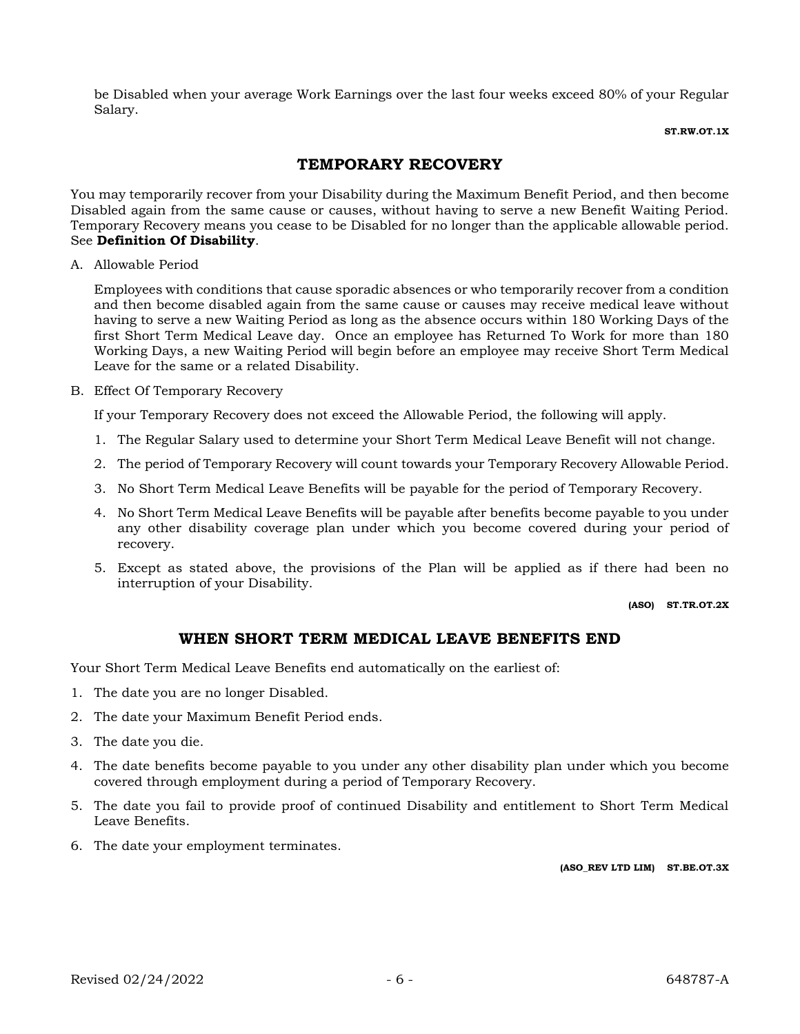be Disabled when your average Work Earnings over the last four weeks exceed 80% of your Regular Salary.

**ST.RW.OT.1X**

## TEMPORARY RECOVERY

You may temporarily recover from your Disability during the Maximum Benefit Period, and then become Disabled again from the same cause or causes, without having to serve a new Benefit Waiting Period. Temporary Recovery means you cease to be Disabled for no longer than the applicable allowable period. See **Definition Of Disability**.

A. Allowable Period

   Employees with conditions that cause sporadic absences or who temporarily recover from a condition and then become disabled again from the same cause or causes may receive medical leave without having to serve a new Waiting Period as long as the absence occurs within 180 Working Days of the first Short Term Medical Leave day. Once an employee has Returned To Work for more than 180 Working Days, a new Waiting Period will begin before an employee may receive Short Term Medical Leave for the same or a related Disability.

B. Effect Of Temporary Recovery

   If your Temporary Recovery does not exceed the Allowable Period, the following will apply.

   1. The Regular Salary used to determine your Short Term Medical Leave Benefit will not change.
   2. The period of Temporary Recovery will count towards your Temporary Recovery Allowable Period.
   3. No Short Term Medical Leave Benefits will be payable for the period of Temporary Recovery.
   4. No Short Term Medical Leave Benefits will be payable after benefits become payable to you under any other disability coverage plan under which you become covered during your period of recovery.
   5. Except as stated above, the provisions of the Plan will be applied as if there had been no interruption of your Disability.

**(ASO) ST.TR.OT.2X**

## WHEN SHORT TERM MEDICAL LEAVE BENEFITS END

Your Short Term Medical Leave Benefits end automatically on the earliest of:

1. The date you are no longer Disabled.
2. The date your Maximum Benefit Period ends.
3. The date you die.
4. The date benefits become payable to you under any other disability plan under which you become covered through employment during a period of Temporary Recovery.
5. The date you fail to provide proof of continued Disability and entitlement to Short Term Medical Leave Benefits.
6. The date your employment terminates.

**(ASO_REV LTD LIM) ST.BE.OT.3X**

Revised 02/24/2022 648787-A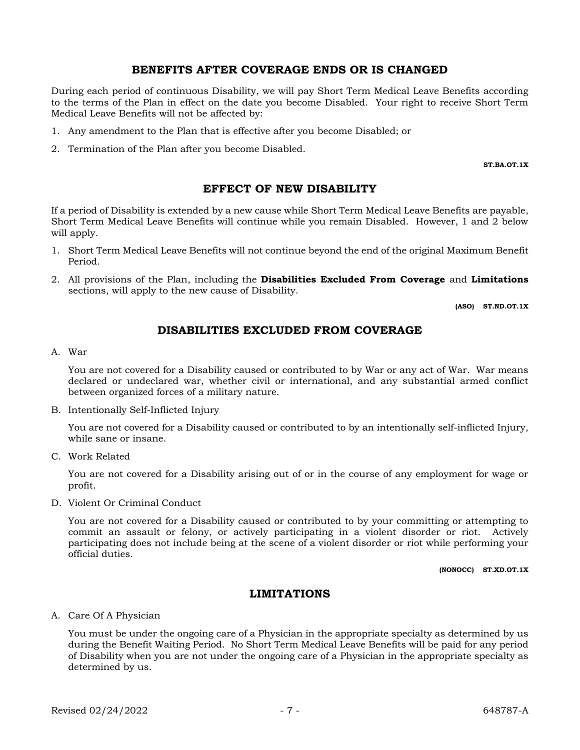## BENEFITS AFTER COVERAGE ENDS OR IS CHANGED

During each period of continuous Disability, we will pay Short Term Medical Leave Benefits according to the terms of the Plan in effect on the date you become Disabled. Your right to receive Short Term Medical Leave Benefits will not be affected by:

1. Any amendment to the Plan that is effective after you become Disabled; or
2. Termination of the Plan after you become Disabled.

**ST.BA.OT.1X**

## EFFECT OF NEW DISABILITY

If a period of Disability is extended by a new cause while Short Term Medical Leave Benefits are payable, Short Term Medical Leave Benefits will continue while you remain Disabled. However, 1 and 2 below will apply.

1. Short Term Medical Leave Benefits will not continue beyond the end of the original Maximum Benefit Period.
2. All provisions of the Plan, including the **Disabilities Excluded From Coverage** and **Limitations** sections, will apply to the new cause of Disability.

**(ASO) ST.ND.OT.1X**

## DISABILITIES EXCLUDED FROM COVERAGE

A. War

You are not covered for a Disability caused or contributed to by War or any act of War. War means declared or undeclared war, whether civil or international, and any substantial armed conflict between organized forces of a military nature.

B. Intentionally Self-Inflicted Injury

You are not covered for a Disability caused or contributed to by an intentionally self-inflicted Injury, while sane or insane.

C. Work Related

You are not covered for a Disability arising out of or in the course of any employment for wage or profit.

D. Violent Or Criminal Conduct

You are not covered for a Disability caused or contributed to by your committing or attempting to commit an assault or felony, or actively participating in a violent disorder or riot. Actively participating does not include being at the scene of a violent disorder or riot while performing your official duties.

**(NONOCC) ST.XD.OT.1X**

## LIMITATIONS

A. Care Of A Physician

You must be under the ongoing care of a Physician in the appropriate specialty as determined by us during the Benefit Waiting Period. No Short Term Medical Leave Benefits will be paid for any period of Disability when you are not under the ongoing care of a Physician in the appropriate specialty as determined by us.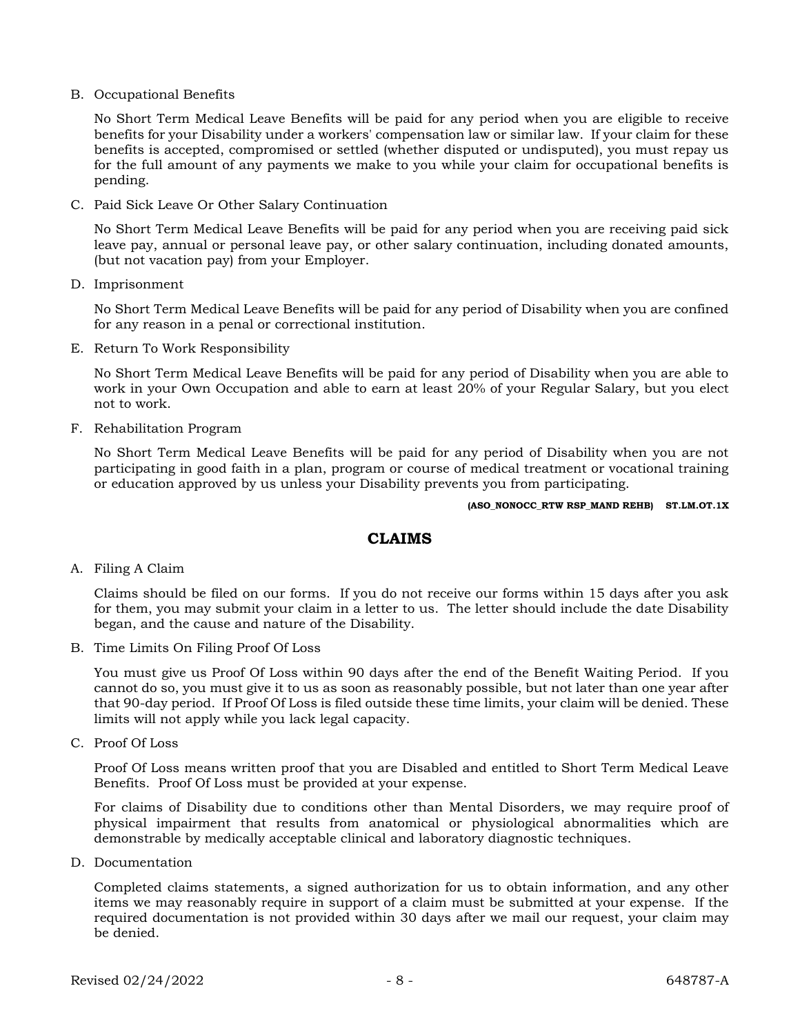B. Occupational Benefits

No Short Term Medical Leave Benefits will be paid for any period when you are eligible to receive benefits for your Disability under a workers' compensation law or similar law. If your claim for these benefits is accepted, compromised or settled (whether disputed or undisputed), you must repay us for the full amount of any payments we make to you while your claim for occupational benefits is pending.

C. Paid Sick Leave Or Other Salary Continuation

No Short Term Medical Leave Benefits will be paid for any period when you are receiving paid sick leave pay, annual or personal leave pay, or other salary continuation, including donated amounts, (but not vacation pay) from your Employer.

D. Imprisonment

No Short Term Medical Leave Benefits will be paid for any period of Disability when you are confined for any reason in a penal or correctional institution.

E. Return To Work Responsibility

No Short Term Medical Leave Benefits will be paid for any period of Disability when you are able to work in your Own Occupation and able to earn at least 20% of your Regular Salary, but you elect not to work.

F. Rehabilitation Program

No Short Term Medical Leave Benefits will be paid for any period of Disability when you are not participating in good faith in a plan, program or course of medical treatment or vocational training or education approved by us unless your Disability prevents you from participating.

**(ASO_NONOCC_RTW RSP_MAND REHB) ST.LM.OT.1X**

## CLAIMS

A. Filing A Claim

Claims should be filed on our forms. If you do not receive our forms within 15 days after you ask for them, you may submit your claim in a letter to us. The letter should include the date Disability began, and the cause and nature of the Disability.

B. Time Limits On Filing Proof Of Loss

You must give us Proof Of Loss within 90 days after the end of the Benefit Waiting Period. If you cannot do so, you must give it to us as soon as reasonably possible, but not later than one year after that 90-day period. If Proof Of Loss is filed outside these time limits, your claim will be denied. These limits will not apply while you lack legal capacity.

C. Proof Of Loss

Proof Of Loss means written proof that you are Disabled and entitled to Short Term Medical Leave Benefits. Proof Of Loss must be provided at your expense.

For claims of Disability due to conditions other than Mental Disorders, we may require proof of physical impairment that results from anatomical or physiological abnormalities which are demonstrable by medically acceptable clinical and laboratory diagnostic techniques.

D. Documentation

Completed claims statements, a signed authorization for us to obtain information, and any other items we may reasonably require in support of a claim must be submitted at your expense. If the required documentation is not provided within 30 days after we mail our request, your claim may be denied.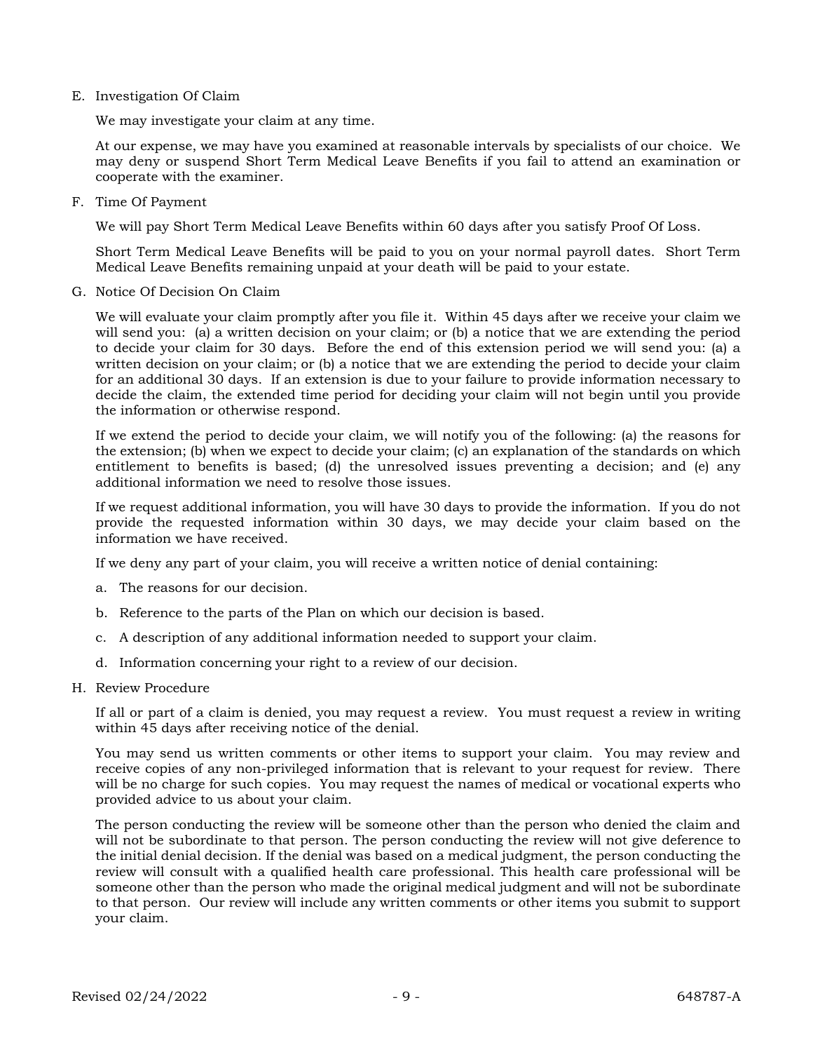E. Investigation Of Claim

   We may investigate your claim at any time.

   At our expense, we may have you examined at reasonable intervals by specialists of our choice. We may deny or suspend Short Term Medical Leave Benefits if you fail to attend an examination or cooperate with the examiner.

F. Time Of Payment

   We will pay Short Term Medical Leave Benefits within 60 days after you satisfy Proof Of Loss.

   Short Term Medical Leave Benefits will be paid to you on your normal payroll dates. Short Term Medical Leave Benefits remaining unpaid at your death will be paid to your estate.

G. Notice Of Decision On Claim

   We will evaluate your claim promptly after you file it. Within 45 days after we receive your claim we will send you: (a) a written decision on your claim; or (b) a notice that we are extending the period to decide your claim for 30 days. Before the end of this extension period we will send you: (a) a written decision on your claim; or (b) a notice that we are extending the period to decide your claim for an additional 30 days. If an extension is due to your failure to provide information necessary to decide the claim, the extended time period for deciding your claim will not begin until you provide the information or otherwise respond.

   If we extend the period to decide your claim, we will notify you of the following: (a) the reasons for the extension; (b) when we expect to decide your claim; (c) an explanation of the standards on which entitlement to benefits is based; (d) the unresolved issues preventing a decision; and (e) any additional information we need to resolve those issues.

   If we request additional information, you will have 30 days to provide the information. If you do not provide the requested information within 30 days, we may decide your claim based on the information we have received.

   If we deny any part of your claim, you will receive a written notice of denial containing:

   a. The reasons for our decision.

   b. Reference to the parts of the Plan on which our decision is based.

   c. A description of any additional information needed to support your claim.

   d. Information concerning your right to a review of our decision.

H. Review Procedure

   If all or part of a claim is denied, you may request a review. You must request a review in writing within 45 days after receiving notice of the denial.

   You may send us written comments or other items to support your claim. You may review and receive copies of any non-privileged information that is relevant to your request for review. There will be no charge for such copies. You may request the names of medical or vocational experts who provided advice to us about your claim.

   The person conducting the review will be someone other than the person who denied the claim and will not be subordinate to that person. The person conducting the review will not give deference to the initial denial decision. If the denial was based on a medical judgment, the person conducting the review will consult with a qualified health care professional. This health care professional will be someone other than the person who made the original medical judgment and will not be subordinate to that person. Our review will include any written comments or other items you submit to support your claim.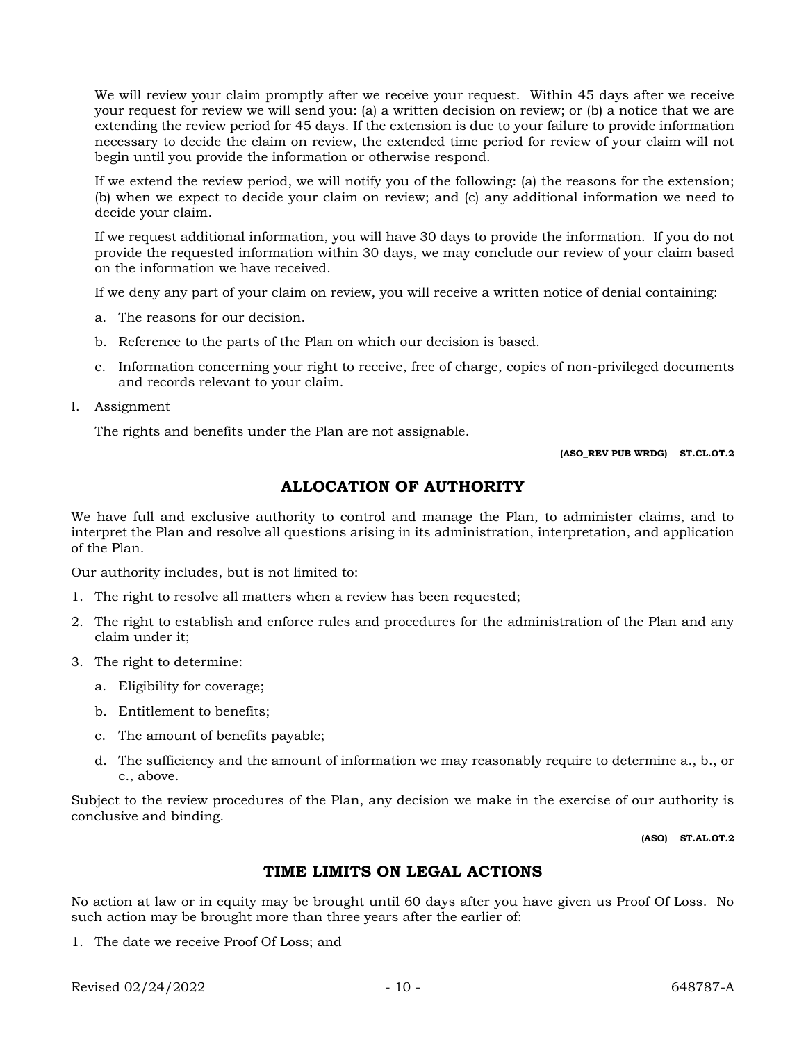We will review your claim promptly after we receive your request. Within 45 days after we receive your request for review we will send you: (a) a written decision on review; or (b) a notice that we are extending the review period for 45 days. If the extension is due to your failure to provide information necessary to decide the claim on review, the extended time period for review of your claim will not begin until you provide the information or otherwise respond.

If we extend the review period, we will notify you of the following: (a) the reasons for the extension; (b) when we expect to decide your claim on review; and (c) any additional information we need to decide your claim.

If we request additional information, you will have 30 days to provide the information. If you do not provide the requested information within 30 days, we may conclude our review of your claim based on the information we have received.

If we deny any part of your claim on review, you will receive a written notice of denial containing:

a. The reasons for our decision.

b. Reference to the parts of the Plan on which our decision is based.

c. Information concerning your right to receive, free of charge, copies of non-privileged documents and records relevant to your claim.

I. Assignment

The rights and benefits under the Plan are not assignable.

**(ASO_REV PUB WRDG) ST.CL.OT.2**

## ALLOCATION OF AUTHORITY

We have full and exclusive authority to control and manage the Plan, to administer claims, and to interpret the Plan and resolve all questions arising in its administration, interpretation, and application of the Plan.

Our authority includes, but is not limited to:

1. The right to resolve all matters when a review has been requested;
2. The right to establish and enforce rules and procedures for the administration of the Plan and any claim under it;
3. The right to determine:
   a. Eligibility for coverage;
   b. Entitlement to benefits;
   c. The amount of benefits payable;
   d. The sufficiency and the amount of information we may reasonably require to determine a., b., or c., above.

Subject to the review procedures of the Plan, any decision we make in the exercise of our authority is conclusive and binding.

**(ASO) ST.AL.OT.2**

## TIME LIMITS ON LEGAL ACTIONS

No action at law or in equity may be brought until 60 days after you have given us Proof Of Loss. No such action may be brought more than three years after the earlier of:

1. The date we receive Proof Of Loss; and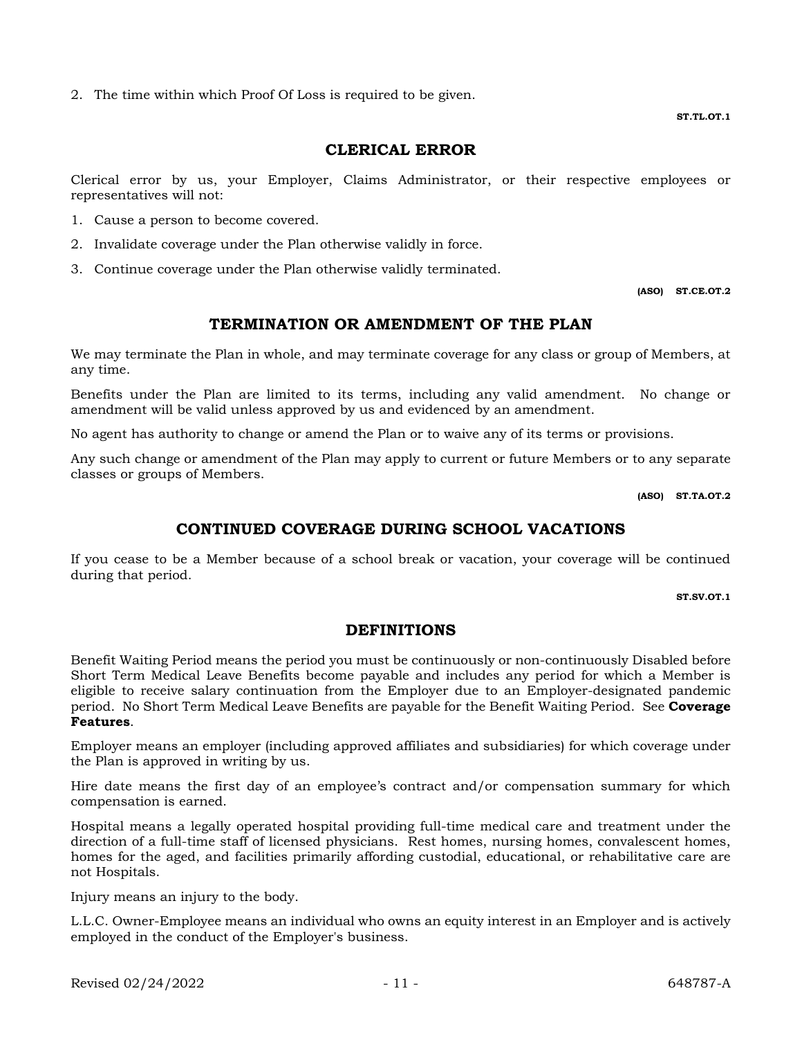2. The time within which Proof Of Loss is required to be given.

ST.TL.OT.1

## CLERICAL ERROR

Clerical error by us, your Employer, Claims Administrator, or their respective employees or representatives will not:

1. Cause a person to become covered.
2. Invalidate coverage under the Plan otherwise validly in force.
3. Continue coverage under the Plan otherwise validly terminated.

(ASO) ST.CE.OT.2

## TERMINATION OR AMENDMENT OF THE PLAN

We may terminate the Plan in whole, and may terminate coverage for any class or group of Members, at any time.

Benefits under the Plan are limited to its terms, including any valid amendment. No change or amendment will be valid unless approved by us and evidenced by an amendment.

No agent has authority to change or amend the Plan or to waive any of its terms or provisions.

Any such change or amendment of the Plan may apply to current or future Members or to any separate classes or groups of Members.

(ASO) ST.TA.OT.2

## CONTINUED COVERAGE DURING SCHOOL VACATIONS

If you cease to be a Member because of a school break or vacation, your coverage will be continued during that period.

ST.SV.OT.1

## DEFINITIONS

Benefit Waiting Period means the period you must be continuously or non-continuously Disabled before Short Term Medical Leave Benefits become payable and includes any period for which a Member is eligible to receive salary continuation from the Employer due to an Employer-designated pandemic period. No Short Term Medical Leave Benefits are payable for the Benefit Waiting Period. See **Coverage Features**.

Employer means an employer (including approved affiliates and subsidiaries) for which coverage under the Plan is approved in writing by us.

Hire date means the first day of an employee's contract and/or compensation summary for which compensation is earned.

Hospital means a legally operated hospital providing full-time medical care and treatment under the direction of a full-time staff of licensed physicians. Rest homes, nursing homes, convalescent homes, homes for the aged, and facilities primarily affording custodial, educational, or rehabilitative care are not Hospitals.

Injury means an injury to the body.

L.L.C. Owner-Employee means an individual who owns an equity interest in an Employer and is actively employed in the conduct of the Employer's business.

Revised 02/24/2022 648787-A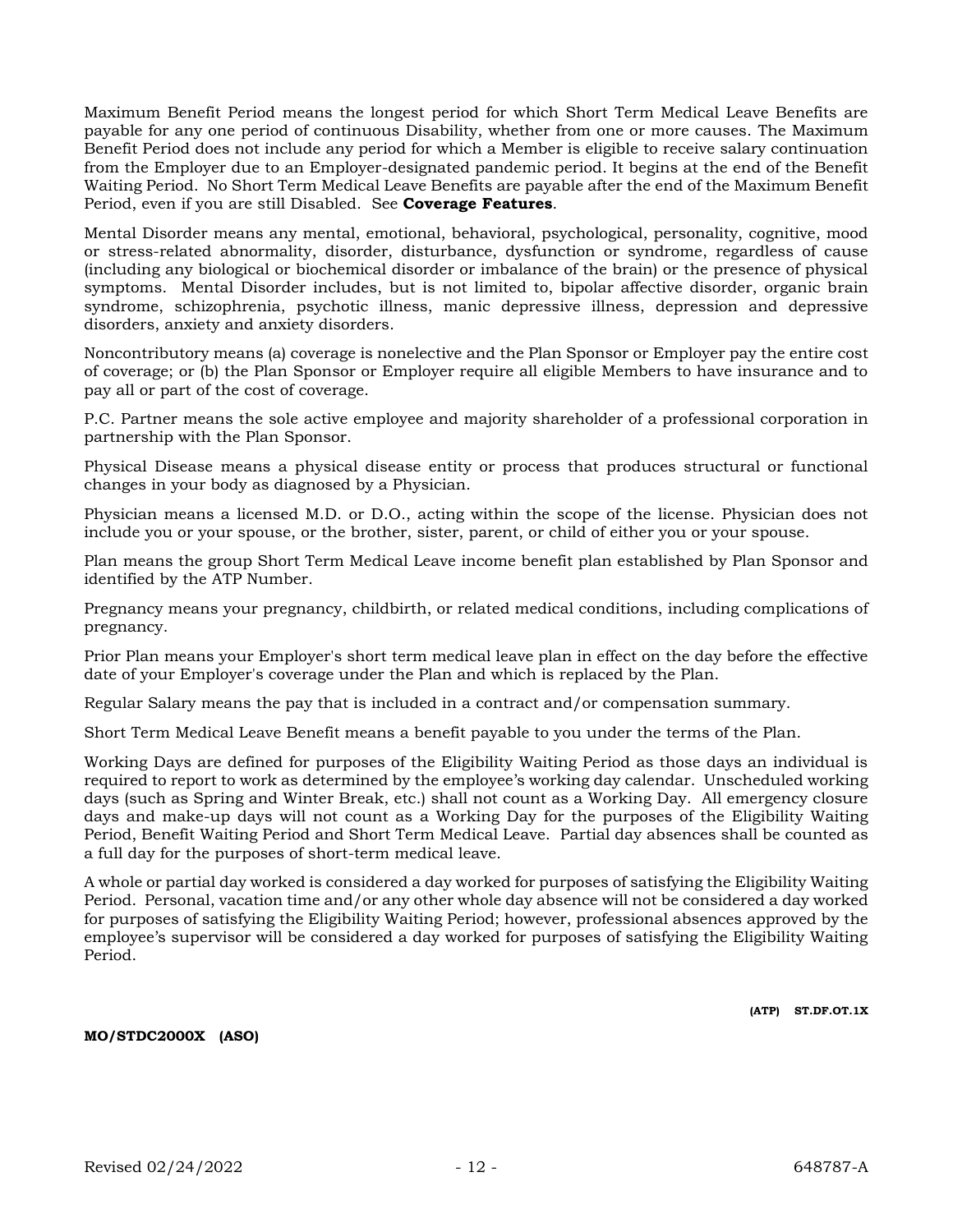Maximum Benefit Period means the longest period for which Short Term Medical Leave Benefits are payable for any one period of continuous Disability, whether from one or more causes. The Maximum Benefit Period does not include any period for which a Member is eligible to receive salary continuation from the Employer due to an Employer-designated pandemic period. It begins at the end of the Benefit Waiting Period. No Short Term Medical Leave Benefits are payable after the end of the Maximum Benefit Period, even if you are still Disabled. See **Coverage Features**.

Mental Disorder means any mental, emotional, behavioral, psychological, personality, cognitive, mood or stress-related abnormality, disorder, disturbance, dysfunction or syndrome, regardless of cause (including any biological or biochemical disorder or imbalance of the brain) or the presence of physical symptoms. Mental Disorder includes, but is not limited to, bipolar affective disorder, organic brain syndrome, schizophrenia, psychotic illness, manic depressive illness, depression and depressive disorders, anxiety and anxiety disorders.

Noncontributory means (a) coverage is nonelective and the Plan Sponsor or Employer pay the entire cost of coverage; or (b) the Plan Sponsor or Employer require all eligible Members to have insurance and to pay all or part of the cost of coverage.

P.C. Partner means the sole active employee and majority shareholder of a professional corporation in partnership with the Plan Sponsor.

Physical Disease means a physical disease entity or process that produces structural or functional changes in your body as diagnosed by a Physician.

Physician means a licensed M.D. or D.O., acting within the scope of the license. Physician does not include you or your spouse, or the brother, sister, parent, or child of either you or your spouse.

Plan means the group Short Term Medical Leave income benefit plan established by Plan Sponsor and identified by the ATP Number.

Pregnancy means your pregnancy, childbirth, or related medical conditions, including complications of pregnancy.

Prior Plan means your Employer's short term medical leave plan in effect on the day before the effective date of your Employer's coverage under the Plan and which is replaced by the Plan.

Regular Salary means the pay that is included in a contract and/or compensation summary.

Short Term Medical Leave Benefit means a benefit payable to you under the terms of the Plan.

Working Days are defined for purposes of the Eligibility Waiting Period as those days an individual is required to report to work as determined by the employee's working day calendar. Unscheduled working days (such as Spring and Winter Break, etc.) shall not count as a Working Day. All emergency closure days and make-up days will not count as a Working Day for the purposes of the Eligibility Waiting Period, Benefit Waiting Period and Short Term Medical Leave. Partial day absences shall be counted as a full day for the purposes of short-term medical leave.

A whole or partial day worked is considered a day worked for purposes of satisfying the Eligibility Waiting Period. Personal, vacation time and/or any other whole day absence will not be considered a day worked for purposes of satisfying the Eligibility Waiting Period; however, professional absences approved by the employee's supervisor will be considered a day worked for purposes of satisfying the Eligibility Waiting Period.

**(ATP) ST.DF.OT.1X**

**MO/STDC2000X (ASO)**